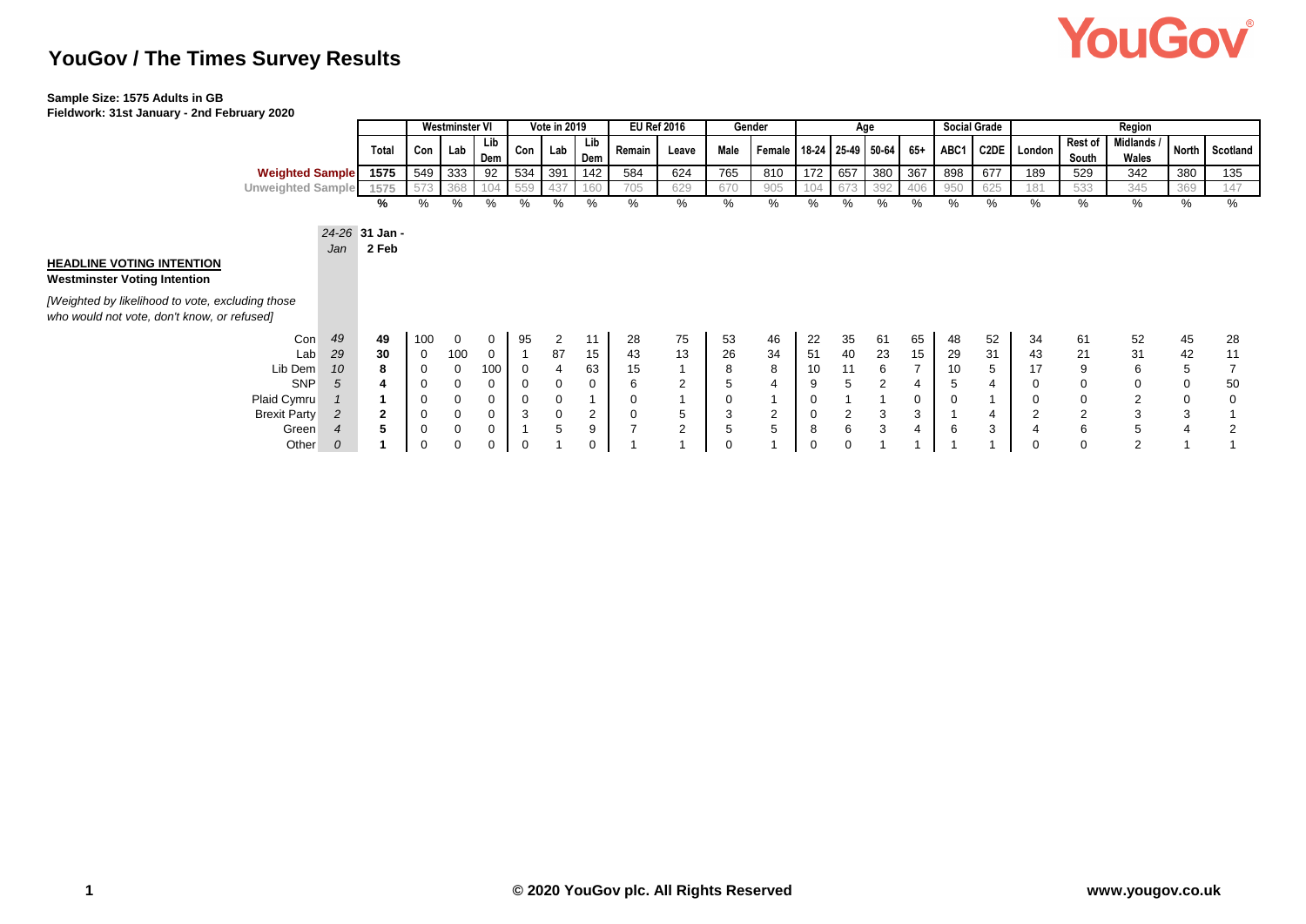# YouGov / The Times Survey Results

**Sample Size: 1575 Adults in GB**
**Fieldwork: 31st January - 2nd February 2020**

| | 24-26 Jan | 31 Jan - 2 Feb | Westminster VI | | | Vote in 2019 | | | EU Ref 2016 | | Gender | | Age | | | | Social Grade | | Region | | | | |
|---|---|---|---|---|---|---|---|---|---|---|---|---|---|---|---|---|---|---|---|---|---|---|---|
| | | Total | Con | Lab | Lib Dem | Con | Lab | Lib Dem | Remain | Leave | Male | Female | 18-24 | 25-49 | 50-64 | 65+ | ABC1 | C2DE | London | Rest of South | Midlands / Wales | North | Scotland |
| Weighted Sample | | 1575 | 549 | 333 | 92 | 534 | 391 | 142 | 584 | 624 | 765 | 810 | 172 | 657 | 380 | 367 | 898 | 677 | 189 | 529 | 342 | 380 | 135 |
| Unweighted Sample | | 1575 | 573 | 368 | 104 | 559 | 437 | 160 | 705 | 629 | 670 | 905 | 104 | 673 | 392 | 406 | 950 | 625 | 181 | 533 | 345 | 369 | 147 |
| | | % | % | % | % | % | % | % | % | % | % | % | % | % | % | % | % | % | % | % | % | % | % |
| **HEADLINE VOTING INTENTION** | | | | | | | | | | | | | | | | | | | | | | | |
| **Westminster Voting Intention** | | | | | | | | | | | | | | | | | | | | | | | |
| *[Weighted by likelihood to vote, excluding those who would not vote, don't know, or refused]* | | | | | | | | | | | | | | | | | | | | | | | |
| Con | *49* | **49** | 100 | 0 | 0 | 95 | 2 | 11 | 28 | 75 | 53 | 46 | 22 | 35 | 61 | 65 | 48 | 52 | 34 | 61 | 52 | 45 | 28 |
| Lab | *29* | **30** | 0 | 100 | 0 | 1 | 87 | 15 | 43 | 13 | 26 | 34 | 51 | 40 | 23 | 15 | 29 | 31 | 43 | 21 | 31 | 42 | 11 |
| Lib Dem | *10* | **8** | 0 | 0 | 100 | 0 | 4 | 63 | 15 | 1 | 8 | 8 | 10 | 11 | 6 | 7 | 10 | 5 | 17 | 9 | 6 | 5 | 7 |
| SNP | *5* | **4** | 0 | 0 | 0 | 0 | 0 | 0 | 6 | 2 | 5 | 4 | 9 | 5 | 2 | 4 | 5 | 4 | 0 | 0 | 0 | 0 | 50 |
| Plaid Cymru | *1* | **1** | 0 | 0 | 0 | 0 | 0 | 1 | 0 | 1 | 0 | 1 | 0 | 1 | 1 | 0 | 0 | 1 | 0 | 0 | 2 | 0 | 0 |
| Brexit Party | *2* | **2** | 0 | 0 | 0 | 3 | 0 | 2 | 0 | 5 | 3 | 2 | 0 | 2 | 3 | 3 | 1 | 4 | 2 | 2 | 3 | 3 | 1 |
| Green | *4* | **5** | 0 | 0 | 0 | 1 | 5 | 9 | 7 | 2 | 5 | 5 | 8 | 6 | 3 | 4 | 6 | 3 | 4 | 6 | 5 | 4 | 2 |
| Other | *0* | **1** | 0 | 0 | 0 | 0 | 1 | 0 | 1 | 1 | 0 | 1 | 0 | 0 | 1 | 1 | 1 | 1 | 0 | 0 | 2 | 1 | 1 |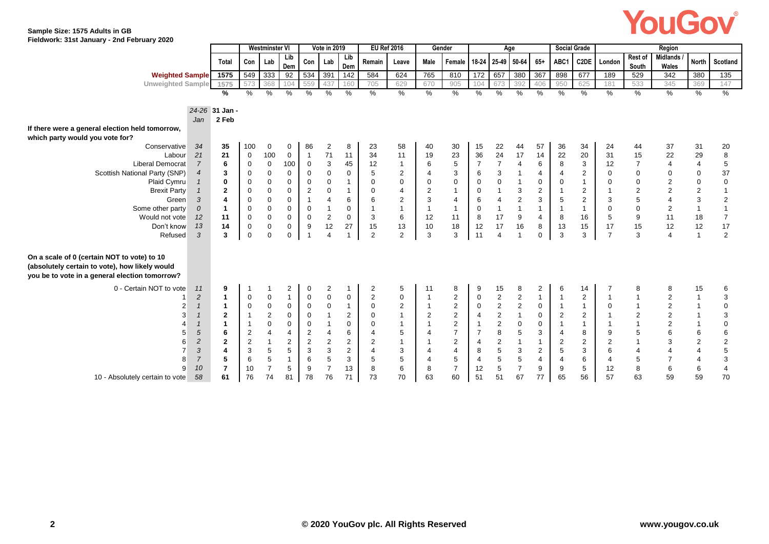**Sample Size: 1575 Adults in GB**
**Fieldwork: 31st January - 2nd February 2020**

| | 24-26 Jan | 31 Jan - 2 Feb | Westminster VI | | | Vote in 2019 | | | EU Ref 2016 | | Gender | | Age | | | | Social Grade | | Region | | | | |
|---|---|---|---|---|---|---|---|---|---|---|---|---|---|---|---|---|---|---|---|---|---|---|---|
| | | Total | Con | Lab | Lib Dem | Con | Lab | Lib Dem | Remain | Leave | Male | Female | 18-24 | 25-49 | 50-64 | 65+ | ABC1 | C2DE | London | Rest of South | Midlands / Wales | North | Scotland |
| **Weighted Sample** | | 1575 | 549 | 333 | 92 | 534 | 391 | 142 | 584 | 624 | 765 | 810 | 172 | 657 | 380 | 367 | 898 | 677 | 189 | 529 | 342 | 380 | 135 |
| Unweighted Sample | | 1575 | 573 | 368 | 104 | 559 | 437 | 160 | 705 | 629 | 670 | 905 | 104 | 673 | 392 | 406 | 950 | 625 | 181 | 533 | 345 | 369 | 147 |
| | | % | % | % | % | % | % | % | % | % | % | % | % | % | % | % | % | % | % | % | % | % | % |
| **If there were a general election held tomorrow, which party would you vote for?** | | | | | | | | | | | | | | | | | | | | | | | |
| Conservative | 34 | 35 | 100 | 0 | 0 | 86 | 2 | 8 | 23 | 58 | 40 | 30 | 15 | 22 | 44 | 57 | 36 | 34 | 24 | 44 | 37 | 31 | 20 |
| Labour | 21 | 21 | 0 | 100 | 0 | 1 | 71 | 11 | 34 | 11 | 19 | 23 | 36 | 24 | 17 | 14 | 22 | 20 | 31 | 15 | 22 | 29 | 8 |
| Liberal Democrat | 7 | 6 | 0 | 0 | 100 | 0 | 3 | 45 | 12 | 1 | 6 | 5 | 7 | 7 | 4 | 6 | 8 | 3 | 12 | 7 | 4 | 4 | 5 |
| Scottish National Party (SNP) | 4 | 3 | 0 | 0 | 0 | 0 | 0 | 0 | 5 | 2 | 4 | 3 | 6 | 3 | 1 | 4 | 4 | 2 | 0 | 0 | 0 | 0 | 37 |
| Plaid Cymru | 1 | 0 | 0 | 0 | 0 | 0 | 0 | 1 | 0 | 0 | 0 | 0 | 0 | 0 | 1 | 0 | 0 | 1 | 0 | 0 | 2 | 0 | 0 |
| Brexit Party | 1 | 2 | 0 | 0 | 0 | 2 | 0 | 1 | 0 | 4 | 2 | 1 | 0 | 1 | 3 | 2 | 1 | 2 | 1 | 2 | 2 | 2 | 1 |
| Green | 3 | 4 | 0 | 0 | 0 | 1 | 4 | 6 | 6 | 2 | 3 | 4 | 6 | 4 | 2 | 3 | 5 | 2 | 3 | 5 | 4 | 3 | 2 |
| Some other party | 0 | 1 | 0 | 0 | 0 | 0 | 1 | 0 | 1 | 1 | 1 | 1 | 0 | 1 | 1 | 1 | 1 | 1 | 0 | 0 | 2 | 1 | 1 |
| Would not vote | 12 | 11 | 0 | 0 | 0 | 0 | 2 | 0 | 3 | 6 | 12 | 11 | 8 | 17 | 9 | 4 | 8 | 16 | 5 | 9 | 11 | 18 | 7 |
| Don't know | 13 | 14 | 0 | 0 | 0 | 9 | 12 | 27 | 15 | 13 | 10 | 18 | 12 | 17 | 16 | 8 | 13 | 15 | 17 | 15 | 12 | 12 | 17 |
| Refused | 3 | 3 | 0 | 0 | 0 | 1 | 4 | 1 | 2 | 2 | 3 | 3 | 11 | 4 | 1 | 0 | 3 | 3 | 7 | 3 | 4 | 1 | 2 |
| **On a scale of 0 (certain NOT to vote) to 10 (absolutely certain to vote), how likely would you be to vote in a general election tomorrow?** | | | | | | | | | | | | | | | | | | | | | | | |
| 0 - Certain NOT to vote | 11 | 9 | 1 | 1 | 2 | 0 | 2 | 1 | 2 | 5 | 11 | 8 | 9 | 15 | 8 | 2 | 6 | 14 | 7 | 8 | 8 | 15 | 6 |
| 1 | 2 | 1 | 0 | 0 | 1 | 0 | 0 | 0 | 2 | 0 | 1 | 2 | 0 | 2 | 2 | 1 | 1 | 2 | 1 | 1 | 2 | 1 | 3 |
| 2 | 1 | 1 | 0 | 0 | 0 | 0 | 0 | 1 | 0 | 2 | 1 | 2 | 0 | 2 | 2 | 0 | 1 | 1 | 0 | 1 | 2 | 1 | 0 |
| 3 | 1 | 2 | 1 | 2 | 0 | 0 | 1 | 2 | 0 | 1 | 2 | 2 | 4 | 2 | 1 | 0 | 2 | 2 | 1 | 2 | 2 | 1 | 3 |
| 4 | 1 | 1 | 1 | 0 | 0 | 0 | 1 | 0 | 0 | 1 | 1 | 2 | 1 | 2 | 0 | 0 | 1 | 1 | 1 | 1 | 2 | 1 | 0 |
| 5 | 5 | 6 | 2 | 4 | 4 | 2 | 4 | 6 | 4 | 5 | 4 | 7 | 7 | 8 | 5 | 3 | 4 | 8 | 9 | 5 | 6 | 6 | 6 |
| 6 | 2 | 2 | 2 | 1 | 2 | 2 | 2 | 2 | 2 | 1 | 1 | 2 | 4 | 2 | 1 | 1 | 2 | 2 | 2 | 1 | 3 | 2 | 2 |
| 7 | 3 | 4 | 3 | 5 | 5 | 3 | 3 | 2 | 4 | 3 | 4 | 4 | 8 | 5 | 3 | 2 | 5 | 3 | 6 | 4 | 4 | 4 | 5 |
| 8 | 7 | 5 | 6 | 5 | 1 | 6 | 5 | 3 | 5 | 5 | 4 | 5 | 4 | 5 | 5 | 4 | 4 | 6 | 4 | 5 | 7 | 4 | 3 |
| 9 | 10 | 7 | 10 | 7 | 5 | 9 | 7 | 13 | 8 | 6 | 8 | 7 | 12 | 5 | 7 | 9 | 9 | 5 | 12 | 8 | 6 | 6 | 4 |
| 10 - Absolutely certain to vote | 58 | 61 | 76 | 74 | 81 | 78 | 76 | 71 | 73 | 70 | 63 | 60 | 51 | 51 | 67 | 77 | 65 | 56 | 57 | 63 | 59 | 59 | 70 |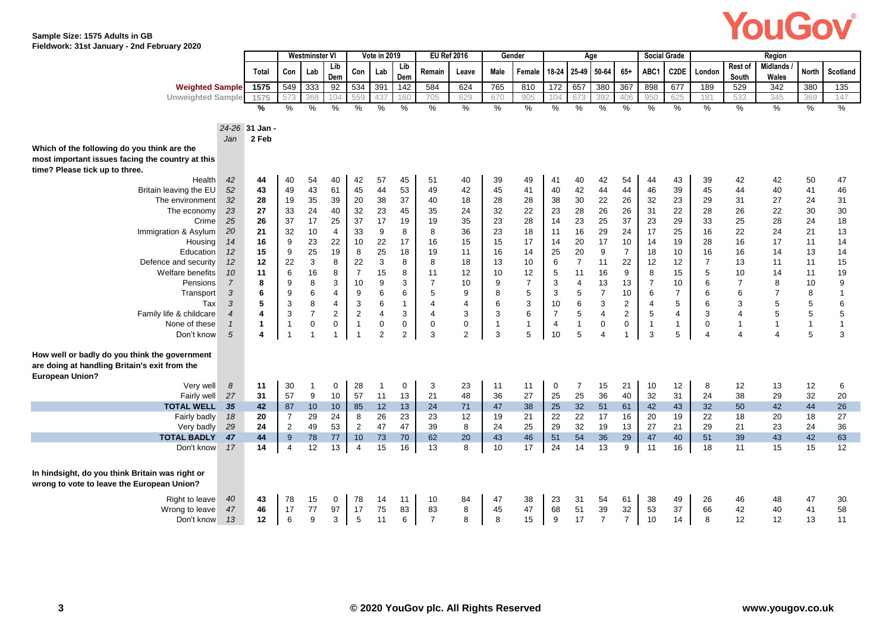**Sample Size: 1575 Adults in GB**
**Fieldwork: 31st January - 2nd February 2020**

| | | Total | Westminster VI | | | Vote in 2019 | | | EU Ref 2016 | | Gender | | Age | | | | Social Grade | | Region | | | | |
|---|---|---|---|---|---|---|---|---|---|---|---|---|---|---|---|---|---|---|---|---|---|---|---|
| | | | Con | Lab | Lib Dem | Con | Lab | Lib Dem | Remain | Leave | Male | Female | 18-24 | 25-49 | 50-64 | 65+ | ABC1 | C2DE | London | Rest of South | Midlands / Wales | North | Scotland |
| **Weighted Sample** | | 1575 | 549 | 333 | 92 | 534 | 391 | 142 | 584 | 624 | 765 | 810 | 172 | 657 | 380 | 367 | 898 | 677 | 189 | 529 | 342 | 380 | 135 |
| Unweighted Sample | | 1575 | 573 | 368 | 104 | 559 | 437 | 160 | 705 | 629 | 670 | 905 | 104 | 673 | 392 | 406 | 950 | 625 | 181 | 533 | 345 | 369 | 147 |
| | | % | % | % | % | % | % | % | % | % | % | % | % | % | % | % | % | % | % | % | % | % | % |
| | *24-26 Jan* | **31 Jan - 2 Feb** | | | | | | | | | | | | | | | | | | | | | |
| **Which of the following do you think are the most important issues facing the country at this time? Please tick up to three.** | | | | | | | | | | | | | | | | | | | | | | | |
| Health | *42* | **44** | 40 | 54 | 40 | 42 | 57 | 45 | 51 | 40 | 39 | 49 | 41 | 40 | 42 | 54 | 44 | 43 | 39 | 42 | 42 | 50 | 47 |
| Britain leaving the EU | *52* | **43** | 49 | 43 | 61 | 45 | 44 | 53 | 49 | 42 | 45 | 41 | 40 | 42 | 44 | 44 | 46 | 39 | 45 | 44 | 40 | 41 | 46 |
| The environment | *32* | **28** | 19 | 35 | 39 | 20 | 38 | 37 | 40 | 18 | 28 | 28 | 38 | 30 | 22 | 26 | 32 | 23 | 29 | 31 | 27 | 24 | 31 |
| The economy | *23* | **27** | 33 | 24 | 40 | 32 | 23 | 45 | 35 | 24 | 32 | 22 | 23 | 28 | 26 | 26 | 31 | 22 | 28 | 26 | 22 | 30 | 30 |
| Crime | *25* | **26** | 37 | 17 | 25 | 37 | 17 | 19 | 19 | 35 | 23 | 28 | 14 | 23 | 25 | 37 | 23 | 29 | 33 | 25 | 28 | 24 | 18 |
| Immigration & Asylum | *20* | **21** | 32 | 10 | 4 | 33 | 9 | 8 | 8 | 36 | 23 | 18 | 11 | 16 | 29 | 24 | 17 | 25 | 16 | 22 | 24 | 21 | 13 |
| Housing | *14* | **16** | 9 | 23 | 22 | 10 | 22 | 17 | 16 | 15 | 15 | 17 | 14 | 20 | 17 | 10 | 14 | 19 | 28 | 16 | 17 | 11 | 14 |
| Education | *12* | **15** | 9 | 25 | 19 | 8 | 25 | 18 | 19 | 11 | 16 | 14 | 25 | 20 | 9 | 7 | 18 | 10 | 16 | 16 | 14 | 13 | 14 |
| Defence and security | *12* | **12** | 22 | 3 | 8 | 22 | 3 | 8 | 8 | 18 | 13 | 10 | 6 | 7 | 11 | 22 | 12 | 12 | 7 | 13 | 11 | 11 | 15 |
| Welfare benefits | *10* | **11** | 6 | 16 | 8 | 7 | 15 | 8 | 11 | 12 | 10 | 12 | 5 | 11 | 16 | 9 | 8 | 15 | 5 | 10 | 14 | 11 | 19 |
| Pensions | *7* | **8** | 9 | 8 | 3 | 10 | 9 | 3 | 7 | 10 | 9 | 7 | 3 | 4 | 13 | 13 | 7 | 10 | 6 | 7 | 8 | 10 | 9 |
| Transport | *3* | **6** | 9 | 6 | 4 | 9 | 6 | 6 | 5 | 9 | 8 | 5 | 3 | 5 | 7 | 10 | 6 | 7 | 6 | 6 | 7 | 8 | 1 |
| Tax | *3* | **5** | 3 | 8 | 4 | 3 | 6 | 1 | 4 | 4 | 6 | 3 | 10 | 6 | 3 | 2 | 4 | 5 | 6 | 3 | 5 | 5 | 6 |
| Family life & childcare | *4* | **4** | 3 | 7 | 2 | 2 | 4 | 3 | 4 | 3 | 3 | 6 | 7 | 5 | 4 | 2 | 5 | 4 | 3 | 4 | 5 | 5 | 5 |
| None of these | *1* | **1** | 1 | 0 | 0 | 1 | 0 | 0 | 0 | 0 | 1 | 1 | 4 | 1 | 0 | 0 | 1 | 1 | 0 | 1 | 1 | 1 | 1 |
| Don't know | *5* | **4** | 1 | 1 | 1 | 1 | 2 | 2 | 3 | 2 | 3 | 5 | 10 | 5 | 4 | 1 | 3 | 5 | 4 | 4 | 4 | 5 | 3 |
| **How well or badly do you think the government are doing at handling Britain's exit from the European Union?** | | | | | | | | | | | | | | | | | | | | | | | |
| Very well | *8* | **11** | 30 | 1 | 0 | 28 | 1 | 0 | 3 | 23 | 11 | 11 | 0 | 7 | 15 | 21 | 10 | 12 | 8 | 12 | 13 | 12 | 6 |
| Fairly well | *27* | **31** | 57 | 9 | 10 | 57 | 11 | 13 | 21 | 48 | 36 | 27 | 25 | 25 | 36 | 40 | 32 | 31 | 24 | 38 | 29 | 32 | 20 |
| **TOTAL WELL** | *35* | **42** | 87 | 10 | 10 | 85 | 12 | 13 | 24 | 71 | 47 | 38 | 25 | 32 | 51 | 61 | 42 | 43 | 32 | 50 | 42 | 44 | 26 |
| Fairly badly | *18* | **20** | 7 | 29 | 24 | 8 | 26 | 23 | 23 | 12 | 19 | 21 | 22 | 22 | 17 | 16 | 20 | 19 | 22 | 18 | 20 | 18 | 27 |
| Very badly | *29* | **24** | 2 | 49 | 53 | 2 | 47 | 47 | 39 | 8 | 24 | 25 | 29 | 32 | 19 | 13 | 27 | 21 | 29 | 21 | 23 | 24 | 36 |
| **TOTAL BADLY** | *47* | **44** | 9 | 78 | 77 | 10 | 73 | 70 | 62 | 20 | 43 | 46 | 51 | 54 | 36 | 29 | 47 | 40 | 51 | 39 | 43 | 42 | 63 |
| Don't know | *17* | **14** | 4 | 12 | 13 | 4 | 15 | 16 | 13 | 8 | 10 | 17 | 24 | 14 | 13 | 9 | 11 | 16 | 18 | 11 | 15 | 15 | 12 |
| **In hindsight, do you think Britain was right or wrong to vote to leave the European Union?** | | | | | | | | | | | | | | | | | | | | | | | |
| Right to leave | *40* | **43** | 78 | 15 | 0 | 78 | 14 | 11 | 10 | 84 | 47 | 38 | 23 | 31 | 54 | 61 | 38 | 49 | 26 | 46 | 48 | 47 | 30 |
| Wrong to leave | *47* | **46** | 17 | 77 | 97 | 17 | 75 | 83 | 83 | 8 | 45 | 47 | 68 | 51 | 39 | 32 | 53 | 37 | 66 | 42 | 40 | 41 | 58 |
| Don't know | *13* | **12** | 6 | 9 | 3 | 5 | 11 | 6 | 7 | 8 | 8 | 15 | 9 | 17 | 7 | 7 | 10 | 14 | 8 | 12 | 12 | 13 | 11 |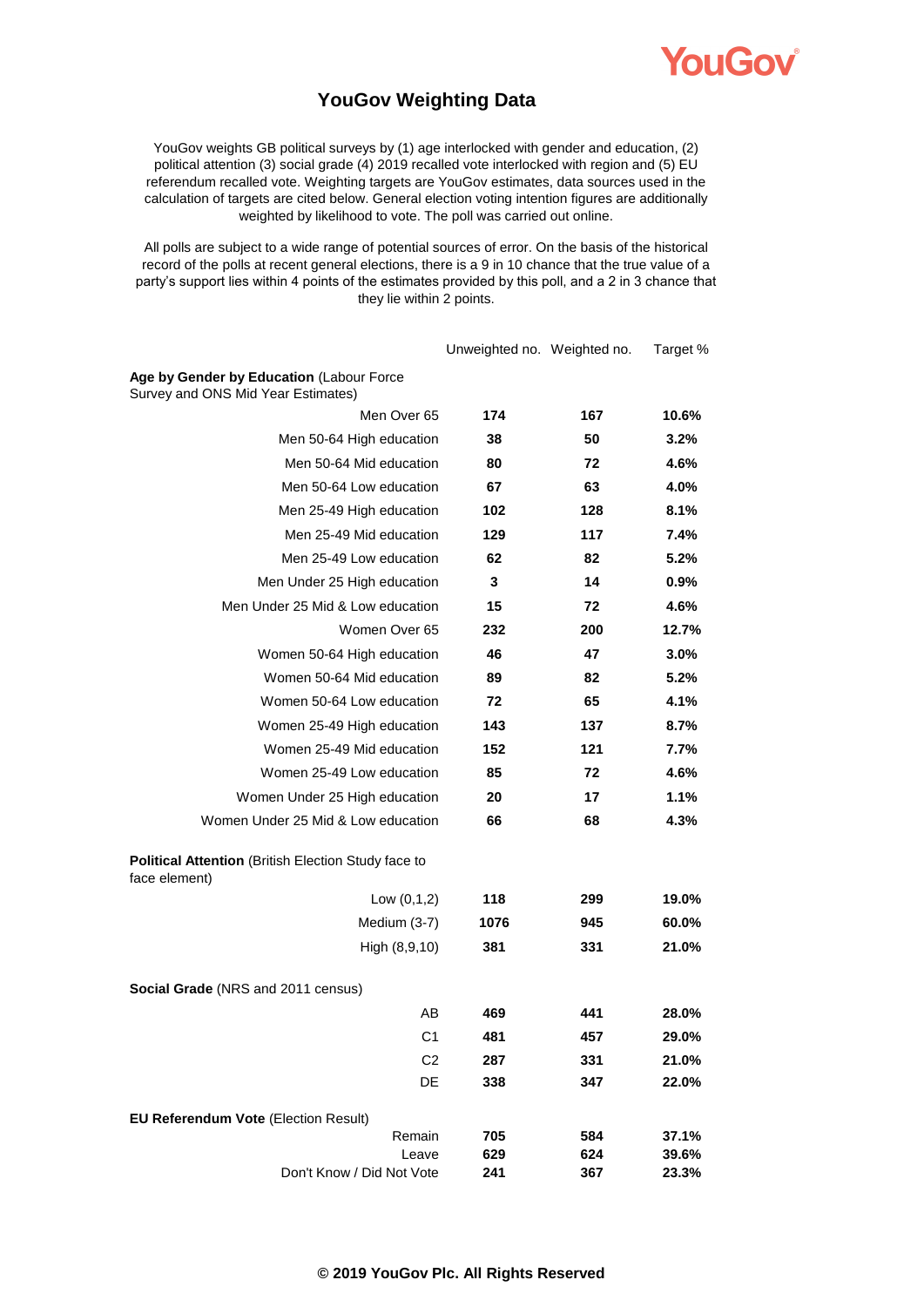# YouGov Weighting Data

YouGov weights GB political surveys by (1) age interlocked with gender and education, (2) political attention (3) social grade (4) 2019 recalled vote interlocked with region and (5) EU referendum recalled vote. Weighting targets are YouGov estimates, data sources used in the calculation of targets are cited below. General election voting intention figures are additionally weighted by likelihood to vote. The poll was carried out online.

All polls are subject to a wide range of potential sources of error. On the basis of the historical record of the polls at recent general elections, there is a 9 in 10 chance that the true value of a party's support lies within 4 points of the estimates provided by this poll, and a 2 in 3 chance that they lie within 2 points.

| | Unweighted no. | Weighted no. | Target % |
|---|---|---|---|
| **Age by Gender by Education** (Labour Force Survey and ONS Mid Year Estimates) | | | |
| Men Over 65 | **174** | **167** | **10.6%** |
| Men 50-64 High education | **38** | **50** | **3.2%** |
| Men 50-64 Mid education | **80** | **72** | **4.6%** |
| Men 50-64 Low education | **67** | **63** | **4.0%** |
| Men 25-49 High education | **102** | **128** | **8.1%** |
| Men 25-49 Mid education | **129** | **117** | **7.4%** |
| Men 25-49 Low education | **62** | **82** | **5.2%** |
| Men Under 25 High education | **3** | **14** | **0.9%** |
| Men Under 25 Mid & Low education | **15** | **72** | **4.6%** |
| Women Over 65 | **232** | **200** | **12.7%** |
| Women 50-64 High education | **46** | **47** | **3.0%** |
| Women 50-64 Mid education | **89** | **82** | **5.2%** |
| Women 50-64 Low education | **72** | **65** | **4.1%** |
| Women 25-49 High education | **143** | **137** | **8.7%** |
| Women 25-49 Mid education | **152** | **121** | **7.7%** |
| Women 25-49 Low education | **85** | **72** | **4.6%** |
| Women Under 25 High education | **20** | **17** | **1.1%** |
| Women Under 25 Mid & Low education | **66** | **68** | **4.3%** |
| **Political Attention** (British Election Study face to face element) | | | |
| Low (0,1,2) | **118** | **299** | **19.0%** |
| Medium (3-7) | **1076** | **945** | **60.0%** |
| High (8,9,10) | **381** | **331** | **21.0%** |
| **Social Grade** (NRS and 2011 census) | | | |
| AB | **469** | **441** | **28.0%** |
| C1 | **481** | **457** | **29.0%** |
| C2 | **287** | **331** | **21.0%** |
| DE | **338** | **347** | **22.0%** |
| **EU Referendum Vote** (Election Result) | | | |
| Remain | **705** | **584** | **37.1%** |
| Leave | **629** | **624** | **39.6%** |
| Don't Know / Did Not Vote | **241** | **367** | **23.3%** |

**© 2019 YouGov Plc. All Rights Reserved**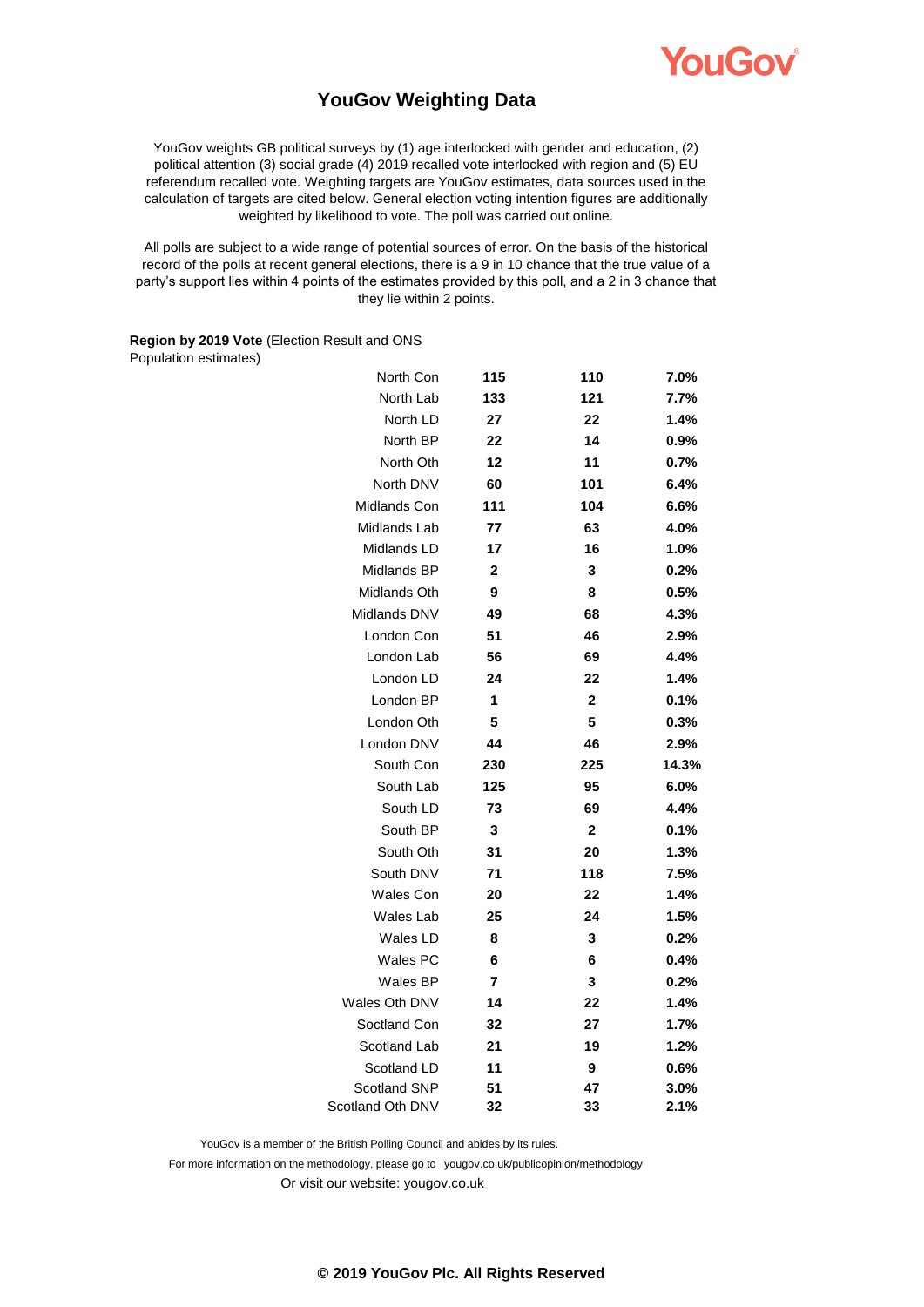## YouGov Weighting Data

YouGov weights GB political surveys by (1) age interlocked with gender and education, (2) political attention (3) social grade (4) 2019 recalled vote interlocked with region and (5) EU referendum recalled vote. Weighting targets are YouGov estimates, data sources used in the calculation of targets are cited below. General election voting intention figures are additionally weighted by likelihood to vote. The poll was carried out online.

All polls are subject to a wide range of potential sources of error. On the basis of the historical record of the polls at recent general elections, there is a 9 in 10 chance that the true value of a party's support lies within 4 points of the estimates provided by this poll, and a 2 in 3 chance that they lie within 2 points.

**Region by 2019 Vote** (Election Result and ONS Population estimates)

| | | | |
|---|---|---|---|
| North Con | **115** | **110** | **7.0%** |
| North Lab | **133** | **121** | **7.7%** |
| North LD | **27** | **22** | **1.4%** |
| North BP | **22** | **14** | **0.9%** |
| North Oth | **12** | **11** | **0.7%** |
| North DNV | **60** | **101** | **6.4%** |
| Midlands Con | **111** | **104** | **6.6%** |
| Midlands Lab | **77** | **63** | **4.0%** |
| Midlands LD | **17** | **16** | **1.0%** |
| Midlands BP | **2** | **3** | **0.2%** |
| Midlands Oth | **9** | **8** | **0.5%** |
| Midlands DNV | **49** | **68** | **4.3%** |
| London Con | **51** | **46** | **2.9%** |
| London Lab | **56** | **69** | **4.4%** |
| London LD | **24** | **22** | **1.4%** |
| London BP | **1** | **2** | **0.1%** |
| London Oth | **5** | **5** | **0.3%** |
| London DNV | **44** | **46** | **2.9%** |
| South Con | **230** | **225** | **14.3%** |
| South Lab | **125** | **95** | **6.0%** |
| South LD | **73** | **69** | **4.4%** |
| South BP | **3** | **2** | **0.1%** |
| South Oth | **31** | **20** | **1.3%** |
| South DNV | **71** | **118** | **7.5%** |
| Wales Con | **20** | **22** | **1.4%** |
| Wales Lab | **25** | **24** | **1.5%** |
| Wales LD | **8** | **3** | **0.2%** |
| Wales PC | **6** | **6** | **0.4%** |
| Wales BP | **7** | **3** | **0.2%** |
| Wales Oth DNV | **14** | **22** | **1.4%** |
| Soctland Con | **32** | **27** | **1.7%** |
| Scotland Lab | **21** | **19** | **1.2%** |
| Scotland LD | **11** | **9** | **0.6%** |
| Scotland SNP | **51** | **47** | **3.0%** |
| Scotland Oth DNV | **32** | **33** | **2.1%** |

YouGov is a member of the British Polling Council and abides by its rules.

For more information on the methodology, please go to yougov.co.uk/publicopinion/methodology

Or visit our website: yougov.co.uk

**© 2019 YouGov Plc. All Rights Reserved**